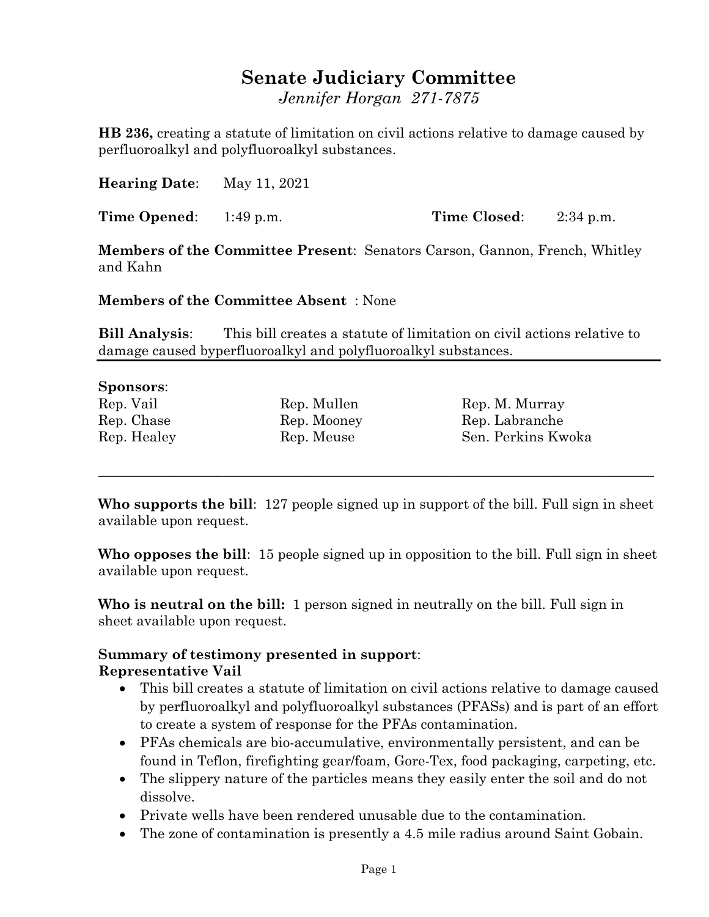# Senate Judiciary Committee

*Jennifer Horgan 271-7875*

**HB 236,** creating a statute of limitation on civil actions relative to damage caused by perfluoroalkyl and polyfluoroalkyl substances.

**Hearing Date**: May 11, 2021

**Time Opened**: 1:49 p.m. **Time Closed**: 2:34 p.m.

**Members of the Committee Present**: Senators Carson, Gannon, French, Whitley and Kahn

**Members of the Committee Absent** : None

**Bill Analysis**: This bill creates a statute of limitation on civil actions relative to damage caused byperfluoroalkyl and polyfluoroalkyl substances.

---

**Sponsors**:

| | | |
|---|---|---|
| Rep. Vail | Rep. Mullen | Rep. M. Murray |
| Rep. Chase | Rep. Mooney | Rep. Labranche |
| Rep. Healey | Rep. Meuse | Sen. Perkins Kwoka |

---

**Who supports the bill**: 127 people signed up in support of the bill. Full sign in sheet available upon request.

**Who opposes the bill**: 15 people signed up in opposition to the bill. Full sign in sheet available upon request.

**Who is neutral on the bill:** 1 person signed in neutrally on the bill. Full sign in sheet available upon request.

**Summary of testimony presented in support**:

**Representative Vail**

- This bill creates a statute of limitation on civil actions relative to damage caused by perfluoroalkyl and polyfluoroalkyl substances (PFASs) and is part of an effort to create a system of response for the PFAs contamination.
- PFAs chemicals are bio-accumulative, environmentally persistent, and can be found in Teflon, firefighting gear/foam, Gore-Tex, food packaging, carpeting, etc.
- The slippery nature of the particles means they easily enter the soil and do not dissolve.
- Private wells have been rendered unusable due to the contamination.
- The zone of contamination is presently a 4.5 mile radius around Saint Gobain.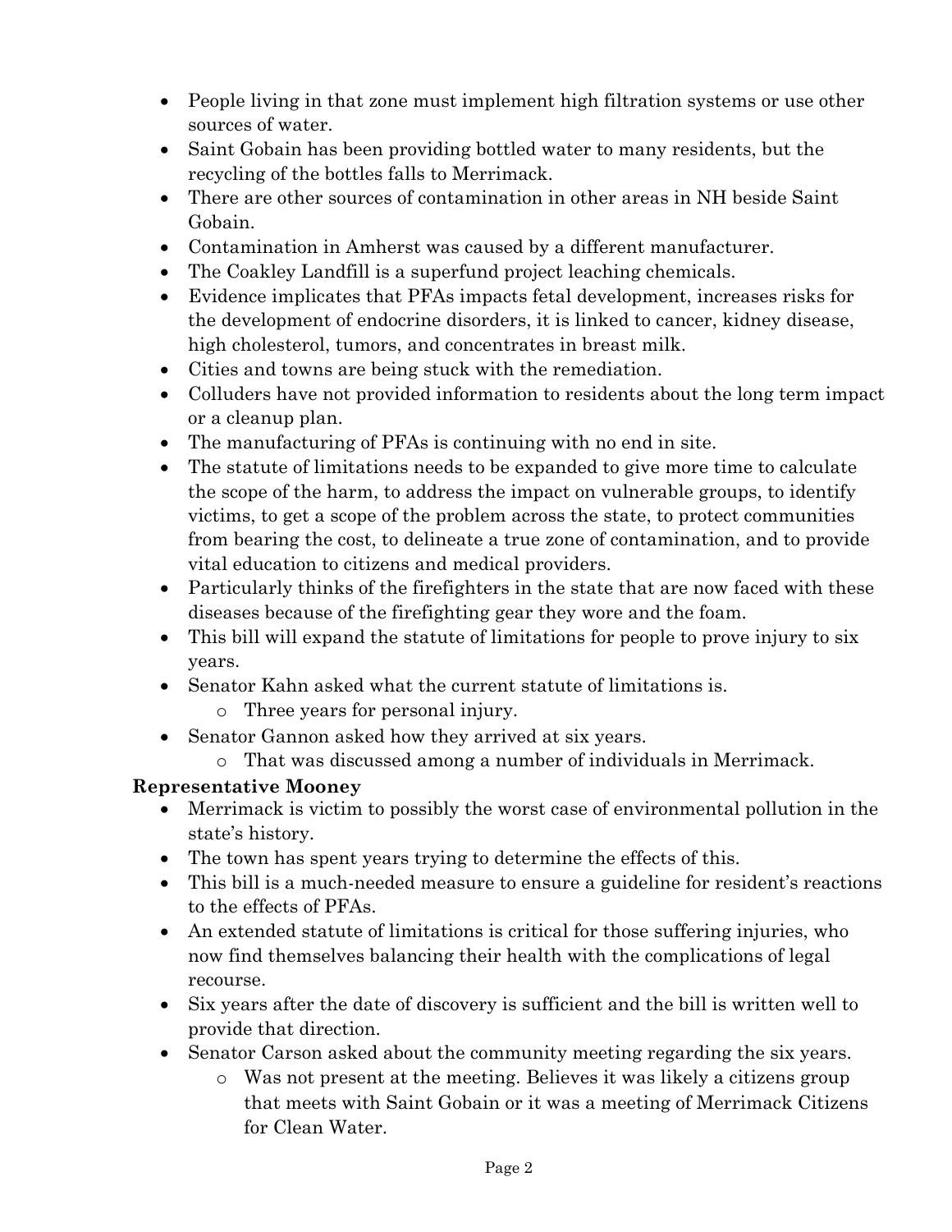- People living in that zone must implement high filtration systems or use other sources of water.
- Saint Gobain has been providing bottled water to many residents, but the recycling of the bottles falls to Merrimack.
- There are other sources of contamination in other areas in NH beside Saint Gobain.
- Contamination in Amherst was caused by a different manufacturer.
- The Coakley Landfill is a superfund project leaching chemicals.
- Evidence implicates that PFAs impacts fetal development, increases risks for the development of endocrine disorders, it is linked to cancer, kidney disease, high cholesterol, tumors, and concentrates in breast milk.
- Cities and towns are being stuck with the remediation.
- Colluders have not provided information to residents about the long term impact or a cleanup plan.
- The manufacturing of PFAs is continuing with no end in site.
- The statute of limitations needs to be expanded to give more time to calculate the scope of the harm, to address the impact on vulnerable groups, to identify victims, to get a scope of the problem across the state, to protect communities from bearing the cost, to delineate a true zone of contamination, and to provide vital education to citizens and medical providers.
- Particularly thinks of the firefighters in the state that are now faced with these diseases because of the firefighting gear they wore and the foam.
- This bill will expand the statute of limitations for people to prove injury to six years.
- Senator Kahn asked what the current statute of limitations is.
    - Three years for personal injury.
- Senator Gannon asked how they arrived at six years.
    - That was discussed among a number of individuals in Merrimack.

**Representative Mooney**

- Merrimack is victim to possibly the worst case of environmental pollution in the state's history.
- The town has spent years trying to determine the effects of this.
- This bill is a much-needed measure to ensure a guideline for resident's reactions to the effects of PFAs.
- An extended statute of limitations is critical for those suffering injuries, who now find themselves balancing their health with the complications of legal recourse.
- Six years after the date of discovery is sufficient and the bill is written well to provide that direction.
- Senator Carson asked about the community meeting regarding the six years.
    - Was not present at the meeting. Believes it was likely a citizens group that meets with Saint Gobain or it was a meeting of Merrimack Citizens for Clean Water.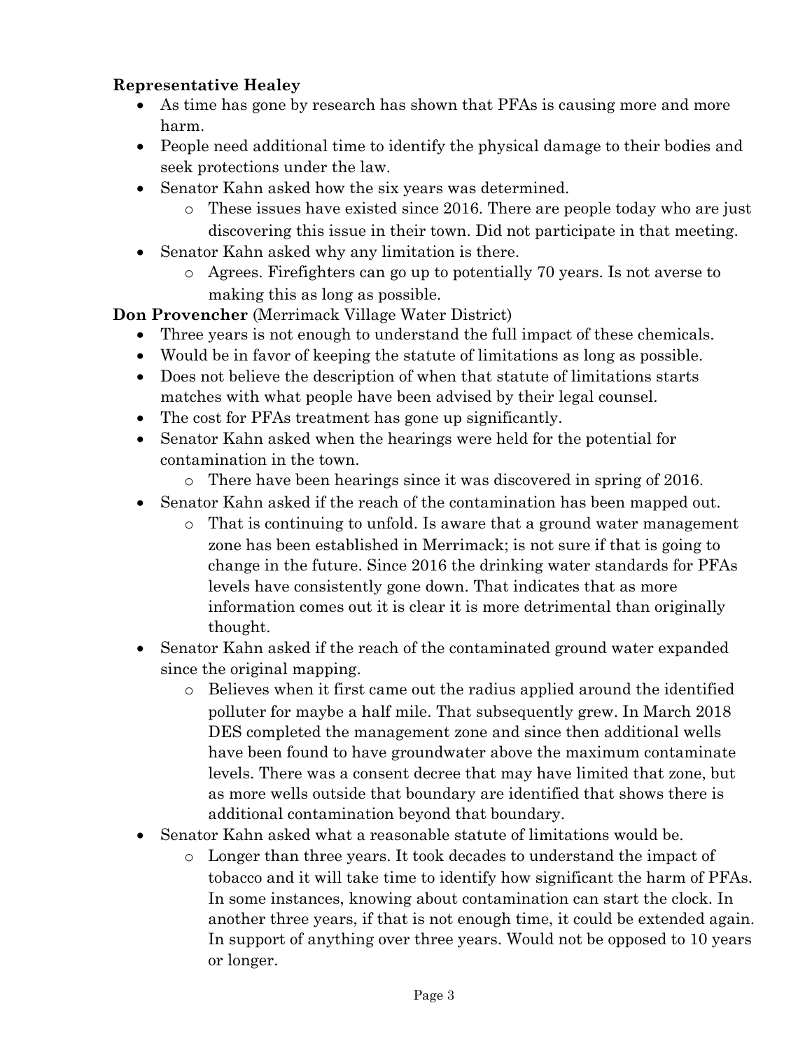**Representative Healey**

- As time has gone by research has shown that PFAs is causing more and more harm.
- People need additional time to identify the physical damage to their bodies and seek protections under the law.
- Senator Kahn asked how the six years was determined.
  - These issues have existed since 2016. There are people today who are just discovering this issue in their town. Did not participate in that meeting.
- Senator Kahn asked why any limitation is there.
  - Agrees. Firefighters can go up to potentially 70 years. Is not averse to making this as long as possible.

**Don Provencher** (Merrimack Village Water District)

- Three years is not enough to understand the full impact of these chemicals.
- Would be in favor of keeping the statute of limitations as long as possible.
- Does not believe the description of when that statute of limitations starts matches with what people have been advised by their legal counsel.
- The cost for PFAs treatment has gone up significantly.
- Senator Kahn asked when the hearings were held for the potential for contamination in the town.
  - There have been hearings since it was discovered in spring of 2016.
- Senator Kahn asked if the reach of the contamination has been mapped out.
  - That is continuing to unfold. Is aware that a ground water management zone has been established in Merrimack; is not sure if that is going to change in the future. Since 2016 the drinking water standards for PFAs levels have consistently gone down. That indicates that as more information comes out it is clear it is more detrimental than originally thought.
- Senator Kahn asked if the reach of the contaminated ground water expanded since the original mapping.
  - Believes when it first came out the radius applied around the identified polluter for maybe a half mile. That subsequently grew. In March 2018 DES completed the management zone and since then additional wells have been found to have groundwater above the maximum contaminate levels. There was a consent decree that may have limited that zone, but as more wells outside that boundary are identified that shows there is additional contamination beyond that boundary.
- Senator Kahn asked what a reasonable statute of limitations would be.
  - Longer than three years. It took decades to understand the impact of tobacco and it will take time to identify how significant the harm of PFAs. In some instances, knowing about contamination can start the clock. In another three years, if that is not enough time, it could be extended again. In support of anything over three years. Would not be opposed to 10 years or longer.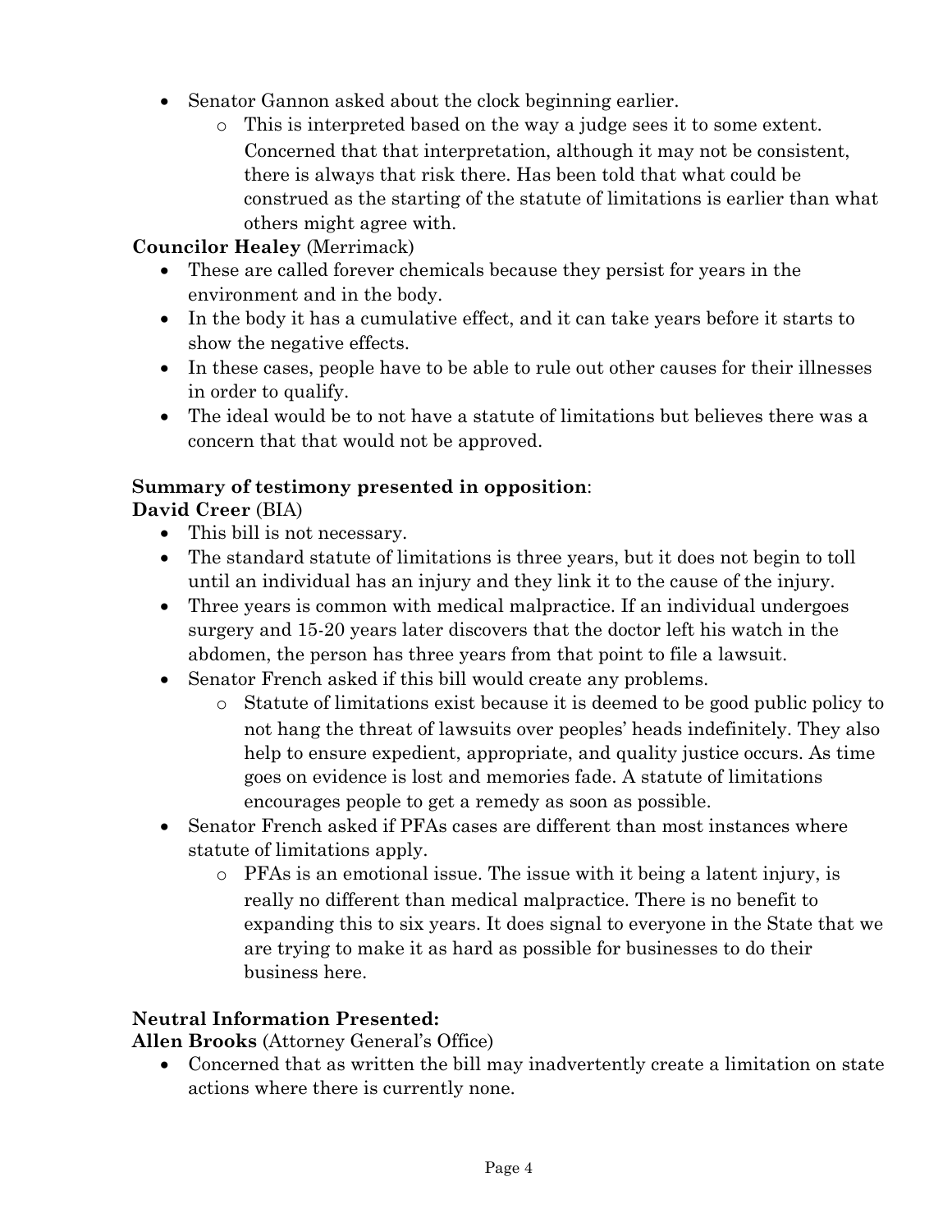- Senator Gannon asked about the clock beginning earlier.
  - This is interpreted based on the way a judge sees it to some extent. Concerned that that interpretation, although it may not be consistent, there is always that risk there. Has been told that what could be construed as the starting of the statute of limitations is earlier than what others might agree with.

**Councilor Healey** (Merrimack)

- These are called forever chemicals because they persist for years in the environment and in the body.
- In the body it has a cumulative effect, and it can take years before it starts to show the negative effects.
- In these cases, people have to be able to rule out other causes for their illnesses in order to qualify.
- The ideal would be to not have a statute of limitations but believes there was a concern that that would not be approved.

**Summary of testimony presented in opposition**:

**David Creer** (BIA)

- This bill is not necessary.
- The standard statute of limitations is three years, but it does not begin to toll until an individual has an injury and they link it to the cause of the injury.
- Three years is common with medical malpractice. If an individual undergoes surgery and 15-20 years later discovers that the doctor left his watch in the abdomen, the person has three years from that point to file a lawsuit.
- Senator French asked if this bill would create any problems.
  - Statute of limitations exist because it is deemed to be good public policy to not hang the threat of lawsuits over peoples' heads indefinitely. They also help to ensure expedient, appropriate, and quality justice occurs. As time goes on evidence is lost and memories fade. A statute of limitations encourages people to get a remedy as soon as possible.
- Senator French asked if PFAs cases are different than most instances where statute of limitations apply.
  - PFAs is an emotional issue. The issue with it being a latent injury, is really no different than medical malpractice. There is no benefit to expanding this to six years. It does signal to everyone in the State that we are trying to make it as hard as possible for businesses to do their business here.

**Neutral Information Presented:**

**Allen Brooks** (Attorney General's Office)

- Concerned that as written the bill may inadvertently create a limitation on state actions where there is currently none.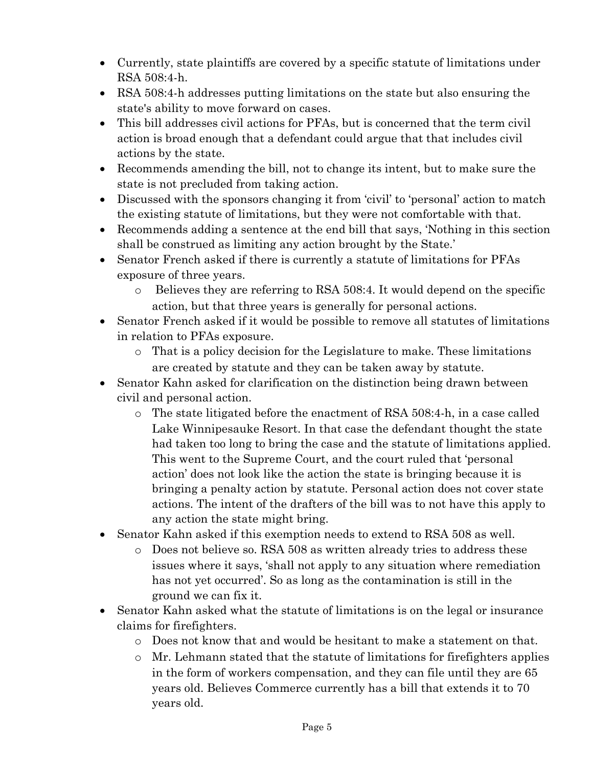- Currently, state plaintiffs are covered by a specific statute of limitations under RSA 508:4-h.
- RSA 508:4-h addresses putting limitations on the state but also ensuring the state's ability to move forward on cases.
- This bill addresses civil actions for PFAs, but is concerned that the term civil action is broad enough that a defendant could argue that that includes civil actions by the state.
- Recommends amending the bill, not to change its intent, but to make sure the state is not precluded from taking action.
- Discussed with the sponsors changing it from 'civil' to 'personal' action to match the existing statute of limitations, but they were not comfortable with that.
- Recommends adding a sentence at the end bill that says, 'Nothing in this section shall be construed as limiting any action brought by the State.'
- Senator French asked if there is currently a statute of limitations for PFAs exposure of three years.
    - Believes they are referring to RSA 508:4. It would depend on the specific action, but that three years is generally for personal actions.
- Senator French asked if it would be possible to remove all statutes of limitations in relation to PFAs exposure.
    - That is a policy decision for the Legislature to make. These limitations are created by statute and they can be taken away by statute.
- Senator Kahn asked for clarification on the distinction being drawn between civil and personal action.
    - The state litigated before the enactment of RSA 508:4-h, in a case called Lake Winnipesauke Resort. In that case the defendant thought the state had taken too long to bring the case and the statute of limitations applied. This went to the Supreme Court, and the court ruled that 'personal action' does not look like the action the state is bringing because it is bringing a penalty action by statute. Personal action does not cover state actions. The intent of the drafters of the bill was to not have this apply to any action the state might bring.
- Senator Kahn asked if this exemption needs to extend to RSA 508 as well.
    - Does not believe so. RSA 508 as written already tries to address these issues where it says, 'shall not apply to any situation where remediation has not yet occurred'. So as long as the contamination is still in the ground we can fix it.
- Senator Kahn asked what the statute of limitations is on the legal or insurance claims for firefighters.
    - Does not know that and would be hesitant to make a statement on that.
    - Mr. Lehmann stated that the statute of limitations for firefighters applies in the form of workers compensation, and they can file until they are 65 years old. Believes Commerce currently has a bill that extends it to 70 years old.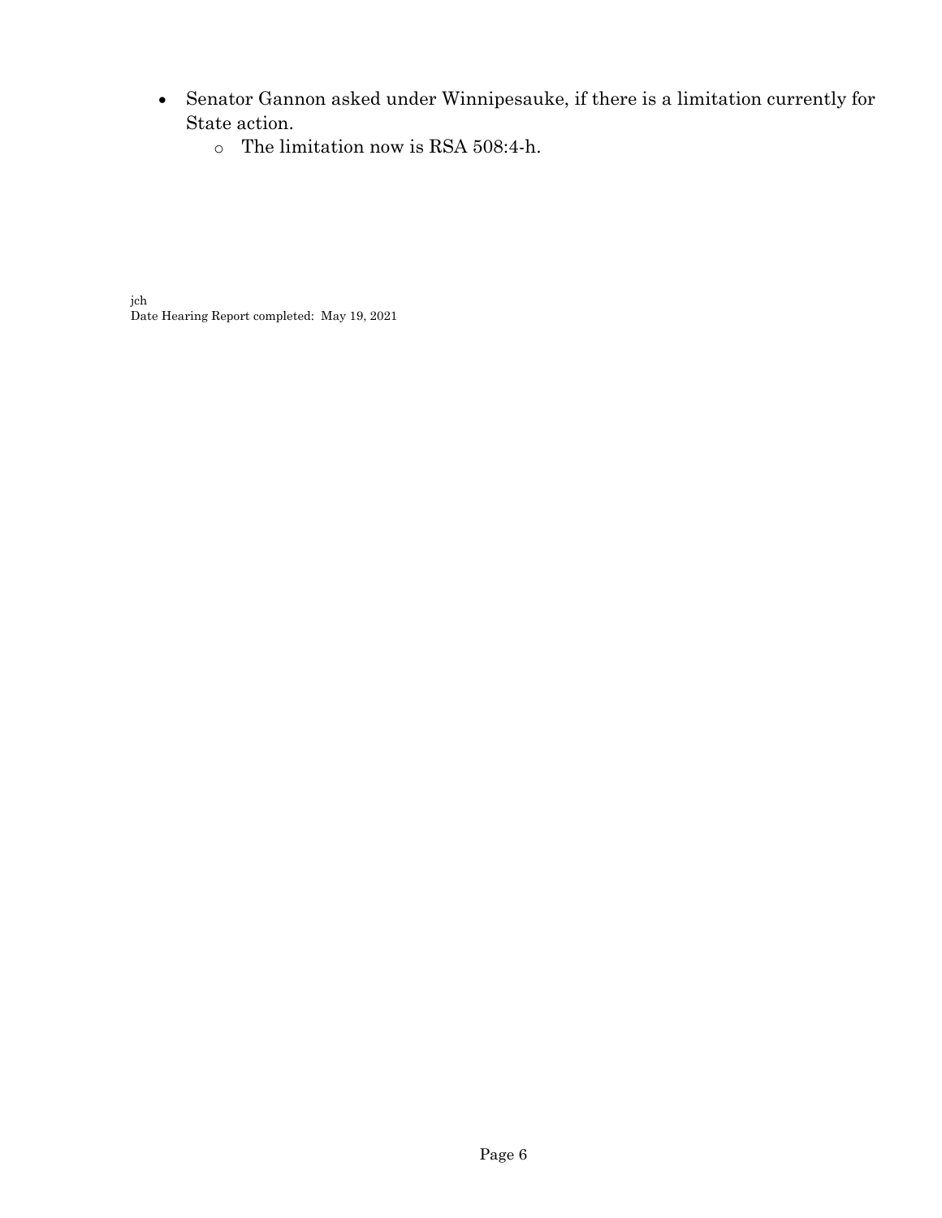- Senator Gannon asked under Winnipesauke, if there is a limitation currently for State action.
  - The limitation now is RSA 508:4-h.

jch
Date Hearing Report completed: May 19, 2021